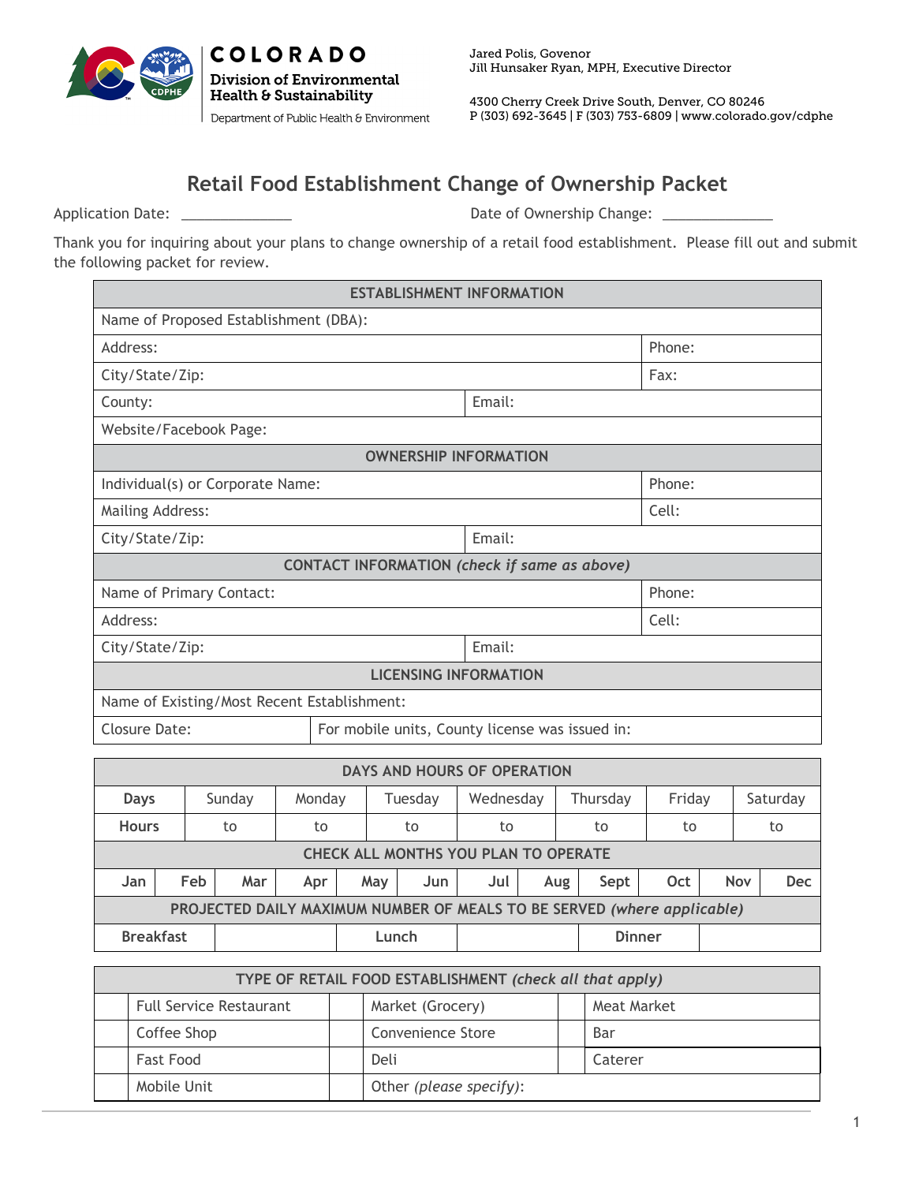COLORADO
Division of Environmental Health & Sustainability
Department of Public Health & Environment

Jared Polis, Govenor
Jill Hunsaker Ryan, MPH, Executive Director

4300 Cherry Creek Drive South, Denver, CO 80246
P (303) 692-3645 | F (303) 753-6809 | www.colorado.gov/cdphe

# Retail Food Establishment Change of Ownership Packet

Application Date: ______________ Date of Ownership Change: ______________

Thank you for inquiring about your plans to change ownership of a retail food establishment. Please fill out and submit the following packet for review.

| ESTABLISHMENT INFORMATION | | |
|---|---|---|
| Name of Proposed Establishment (DBA): | | |
| Address: | | Phone: |
| City/State/Zip: | | Fax: |
| County: | Email: | |
| Website/Facebook Page: | | |
| **OWNERSHIP INFORMATION** | | |
| Individual(s) or Corporate Name: | | Phone: |
| Mailing Address: | | Cell: |
| City/State/Zip: | Email: | |
| **CONTACT INFORMATION** *(check if same as above)* | | |
| Name of Primary Contact: | | Phone: |
| Address: | | Cell: |
| City/State/Zip: | Email: | |
| **LICENSING INFORMATION** | | |
| Name of Existing/Most Recent Establishment: | | |
| Closure Date: | For mobile units, County license was issued in: | |

| DAYS AND HOURS OF OPERATION | | | | | | | |
|---|---|---|---|---|---|---|---|
| **Days** | Sunday | Monday | Tuesday | Wednesday | Thursday | Friday | Saturday |
| **Hours** | to | to | to | to | to | to | to |

| CHECK ALL MONTHS YOU PLAN TO OPERATE | | | | | | | | | | | |
|---|---|---|---|---|---|---|---|---|---|---|---|
| Jan | Feb | Mar | Apr | May | Jun | Jul | Aug | Sept | Oct | Nov | Dec |

| PROJECTED DAILY MAXIMUM NUMBER OF MEALS TO BE SERVED *(where applicable)* | | | | | |
|---|---|---|---|---|---|
| **Breakfast** | | **Lunch** | | **Dinner** | |

| TYPE OF RETAIL FOOD ESTABLISHMENT *(check all that apply)* | | | | | |
|---|---|---|---|---|---|
| | Full Service Restaurant | | Market (Grocery) | | Meat Market |
| | Coffee Shop | | Convenience Store | | Bar |
| | Fast Food | | Deli | | Caterer |
| | Mobile Unit | | Other *(please specify)*: | | |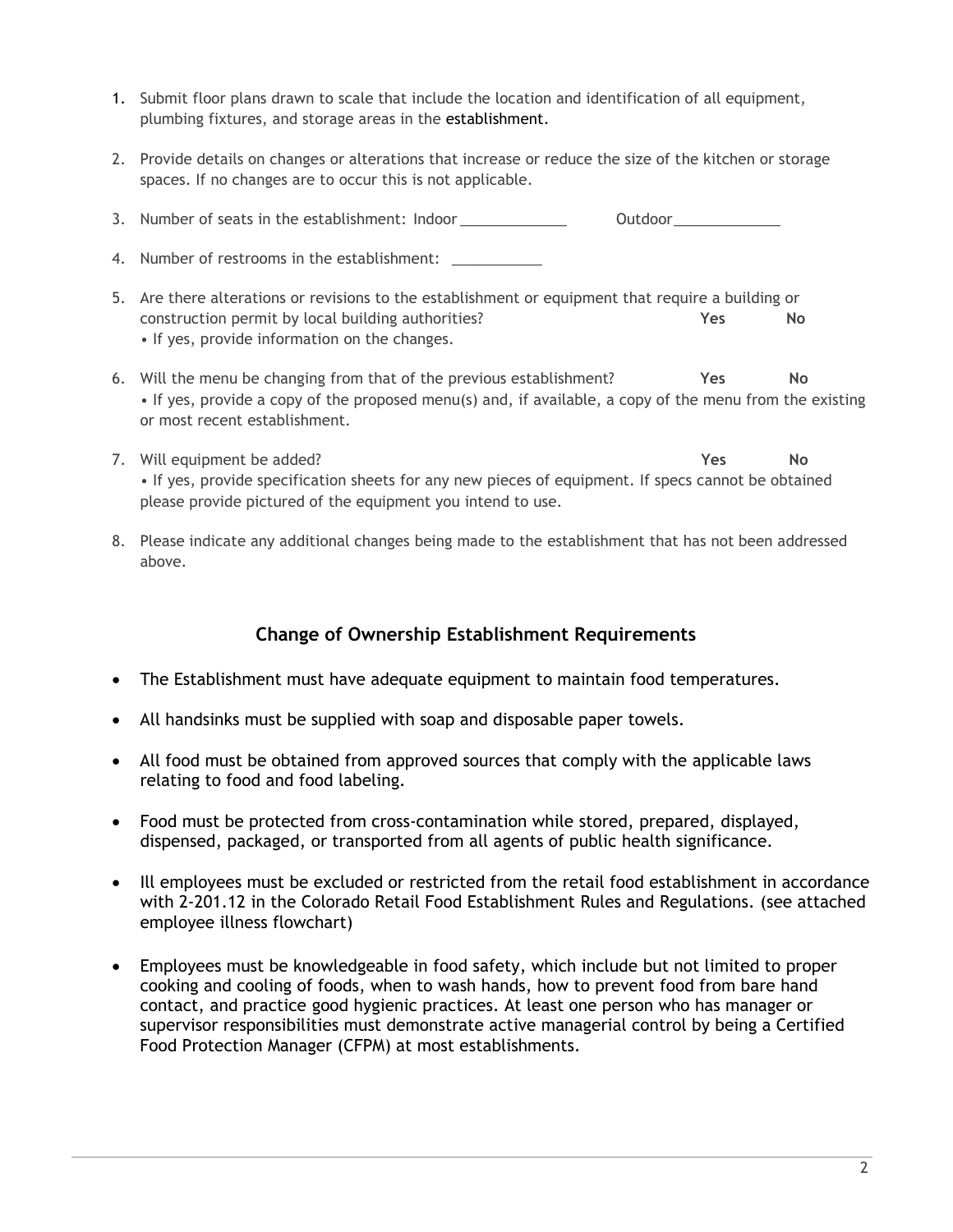1. Submit floor plans drawn to scale that include the location and identification of all equipment, plumbing fixtures, and storage areas in the establishment.

2. Provide details on changes or alterations that increase or reduce the size of the kitchen or storage spaces. If no changes are to occur this is not applicable.

3. Number of seats in the establishment: Indoor _____________ Outdoor_____________

4. Number of restrooms in the establishment: ___________

5. Are there alterations or revisions to the establishment or equipment that require a building or construction permit by local building authorities? **Yes** **No**
   • If yes, provide information on the changes.

6. Will the menu be changing from that of the previous establishment? **Yes** **No**
   • If yes, provide a copy of the proposed menu(s) and, if available, a copy of the menu from the existing or most recent establishment.

7. Will equipment be added? **Yes** **No**
   • If yes, provide specification sheets for any new pieces of equipment. If specs cannot be obtained please provide pictured of the equipment you intend to use.

8. Please indicate any additional changes being made to the establishment that has not been addressed above.

## Change of Ownership Establishment Requirements

- The Establishment must have adequate equipment to maintain food temperatures.
- All handsinks must be supplied with soap and disposable paper towels.
- All food must be obtained from approved sources that comply with the applicable laws relating to food and food labeling.
- Food must be protected from cross-contamination while stored, prepared, displayed, dispensed, packaged, or transported from all agents of public health significance.
- Ill employees must be excluded or restricted from the retail food establishment in accordance with 2-201.12 in the Colorado Retail Food Establishment Rules and Regulations. (see attached employee illness flowchart)
- Employees must be knowledgeable in food safety, which include but not limited to proper cooking and cooling of foods, when to wash hands, how to prevent food from bare hand contact, and practice good hygienic practices. At least one person who has manager or supervisor responsibilities must demonstrate active managerial control by being a Certified Food Protection Manager (CFPM) at most establishments.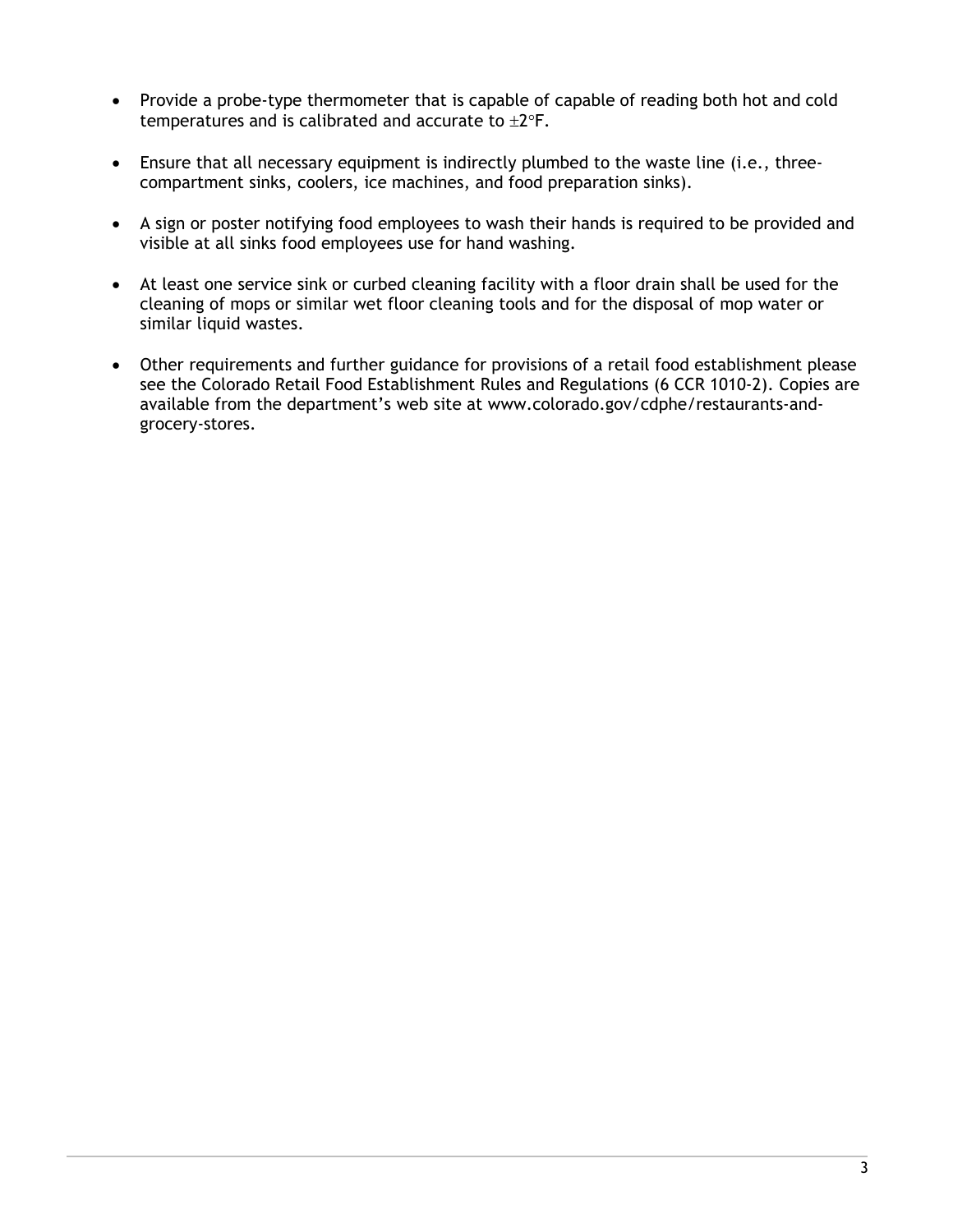- Provide a probe-type thermometer that is capable of capable of reading both hot and cold temperatures and is calibrated and accurate to ±2°F.
- Ensure that all necessary equipment is indirectly plumbed to the waste line (i.e., three-compartment sinks, coolers, ice machines, and food preparation sinks).
- A sign or poster notifying food employees to wash their hands is required to be provided and visible at all sinks food employees use for hand washing.
- At least one service sink or curbed cleaning facility with a floor drain shall be used for the cleaning of mops or similar wet floor cleaning tools and for the disposal of mop water or similar liquid wastes.
- Other requirements and further guidance for provisions of a retail food establishment please see the Colorado Retail Food Establishment Rules and Regulations (6 CCR 1010-2). Copies are available from the department's web site at www.colorado.gov/cdphe/restaurants-and-grocery-stores.